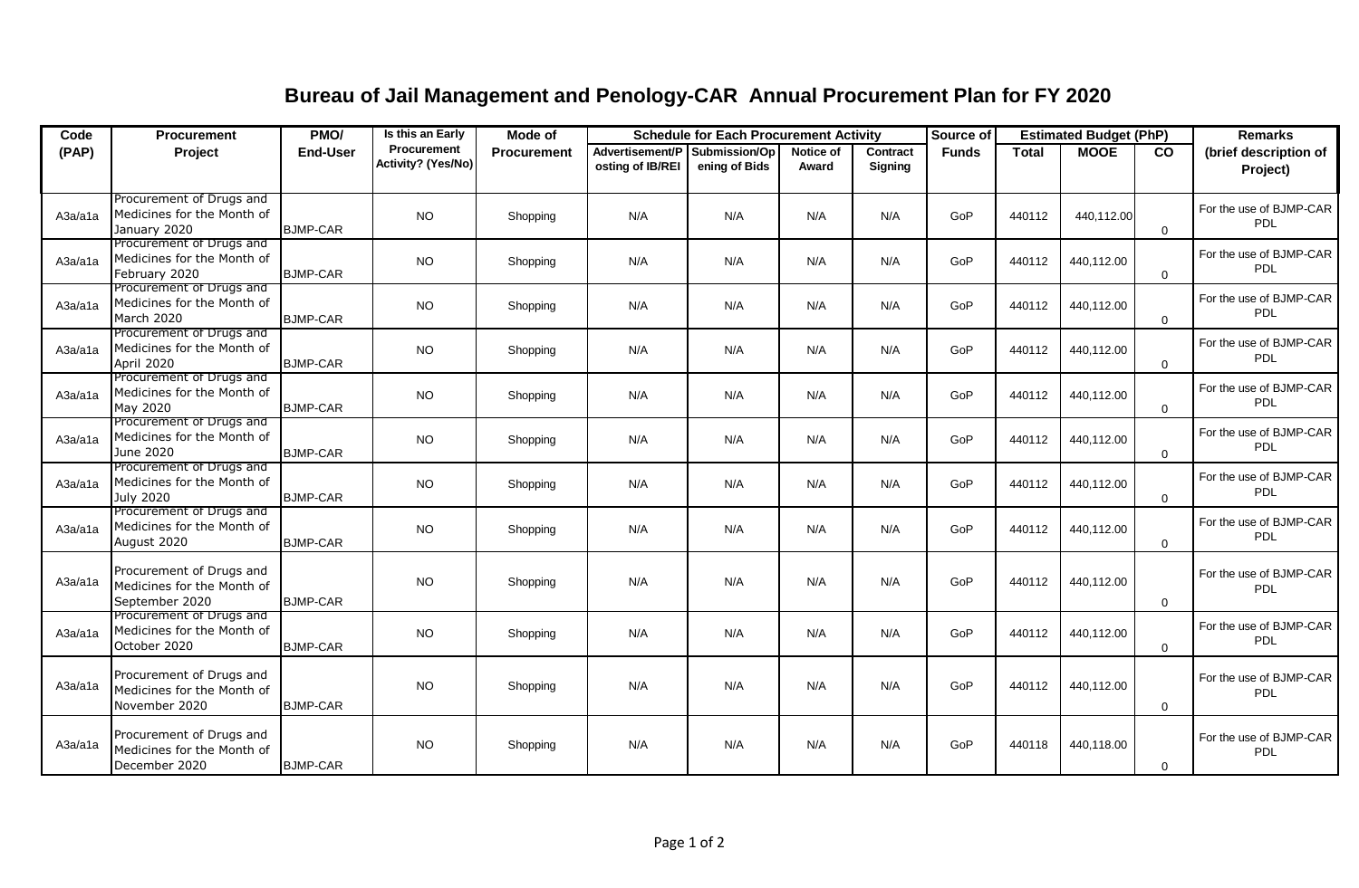# Bureau of Jail Management and Penology-CAR Annual Procurement Plan for FY 2020

| Code (PAP) | Procurement Project | PMO/ End-User | Is this an Early Procurement Activity? (Yes/No) | Mode of Procurement | Schedule for Each Procurement Activity | | | | Source of Funds | Estimated Budget (PhP) | | | Remarks (brief description of Project) |
|---|---|---|---|---|---|---|---|---|---|---|---|---|---|
| | | | | | Advertisement/Posting of IB/REI | Submission/Opening of Bids | Notice of Award | Contract Signing | | Total | MOOE | CO | |
| A3a/a1a | Procurement of Drugs and Medicines for the Month of January 2020 | BJMP-CAR | NO | Shopping | N/A | N/A | N/A | N/A | GoP | 440112 | 440,112.00 | 0 | For the use of BJMP-CAR PDL |
| A3a/a1a | Procurement of Drugs and Medicines for the Month of February 2020 | BJMP-CAR | NO | Shopping | N/A | N/A | N/A | N/A | GoP | 440112 | 440,112.00 | 0 | For the use of BJMP-CAR PDL |
| A3a/a1a | Procurement of Drugs and Medicines for the Month of March 2020 | BJMP-CAR | NO | Shopping | N/A | N/A | N/A | N/A | GoP | 440112 | 440,112.00 | 0 | For the use of BJMP-CAR PDL |
| A3a/a1a | Procurement of Drugs and Medicines for the Month of April 2020 | BJMP-CAR | NO | Shopping | N/A | N/A | N/A | N/A | GoP | 440112 | 440,112.00 | 0 | For the use of BJMP-CAR PDL |
| A3a/a1a | Procurement of Drugs and Medicines for the Month of May 2020 | BJMP-CAR | NO | Shopping | N/A | N/A | N/A | N/A | GoP | 440112 | 440,112.00 | 0 | For the use of BJMP-CAR PDL |
| A3a/a1a | Procurement of Drugs and Medicines for the Month of June 2020 | BJMP-CAR | NO | Shopping | N/A | N/A | N/A | N/A | GoP | 440112 | 440,112.00 | 0 | For the use of BJMP-CAR PDL |
| A3a/a1a | Procurement of Drugs and Medicines for the Month of July 2020 | BJMP-CAR | NO | Shopping | N/A | N/A | N/A | N/A | GoP | 440112 | 440,112.00 | 0 | For the use of BJMP-CAR PDL |
| A3a/a1a | Procurement of Drugs and Medicines for the Month of August 2020 | BJMP-CAR | NO | Shopping | N/A | N/A | N/A | N/A | GoP | 440112 | 440,112.00 | 0 | For the use of BJMP-CAR PDL |
| A3a/a1a | Procurement of Drugs and Medicines for the Month of September 2020 | BJMP-CAR | NO | Shopping | N/A | N/A | N/A | N/A | GoP | 440112 | 440,112.00 | 0 | For the use of BJMP-CAR PDL |
| A3a/a1a | Procurement of Drugs and Medicines for the Month of October 2020 | BJMP-CAR | NO | Shopping | N/A | N/A | N/A | N/A | GoP | 440112 | 440,112.00 | 0 | For the use of BJMP-CAR PDL |
| A3a/a1a | Procurement of Drugs and Medicines for the Month of November 2020 | BJMP-CAR | NO | Shopping | N/A | N/A | N/A | N/A | GoP | 440112 | 440,112.00 | 0 | For the use of BJMP-CAR PDL |
| A3a/a1a | Procurement of Drugs and Medicines for the Month of December 2020 | BJMP-CAR | NO | Shopping | N/A | N/A | N/A | N/A | GoP | 440118 | 440,118.00 | 0 | For the use of BJMP-CAR PDL |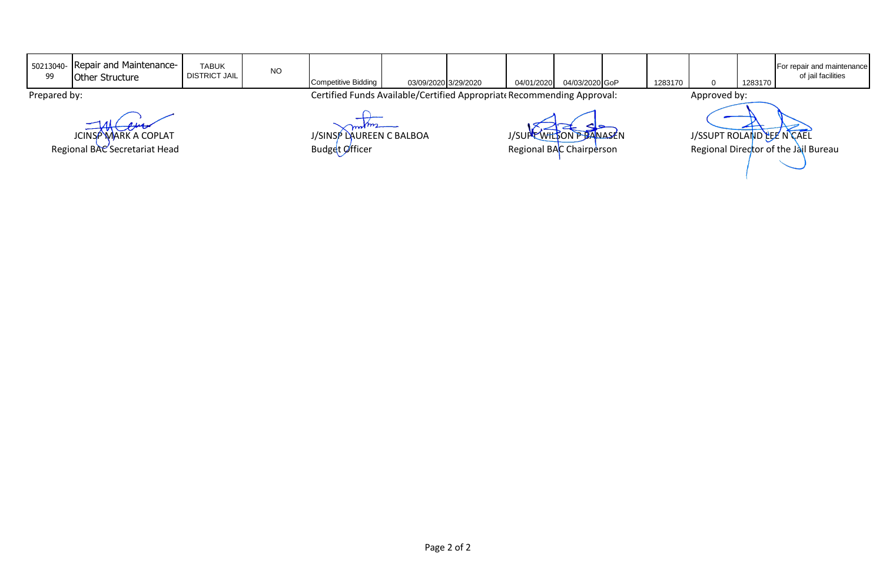| | | | | | | | | | | | | | | |
|---|---|---|---|---|---|---|---|---|---|---|---|---|---|---|
| 50213040-99 | Repair and Maintenance-Other Structure | TABUK DISTRICT JAIL | NO | Competitive Bidding | 03/09/2020 | 3/29/2020 | 04/01/2020 | 04/03/2020 | GoP | 1283170 | 0 | 1283170 | For repair and maintenance of jail facilities |

Prepared by:

JCINSP MARK A COPLAT
Regional BAC Secretariat Head

Certified Funds Available/Certified Appropriate

J/SINSP LAUREEN C BALBOA
Budget Officer

Recommending Approval:

J/SUPT WILSON P DANASEN
Regional BAC Chairperson

Approved by:

J/SSUPT ROLAND LEE N CAEL
Regional Director of the Jail Bureau